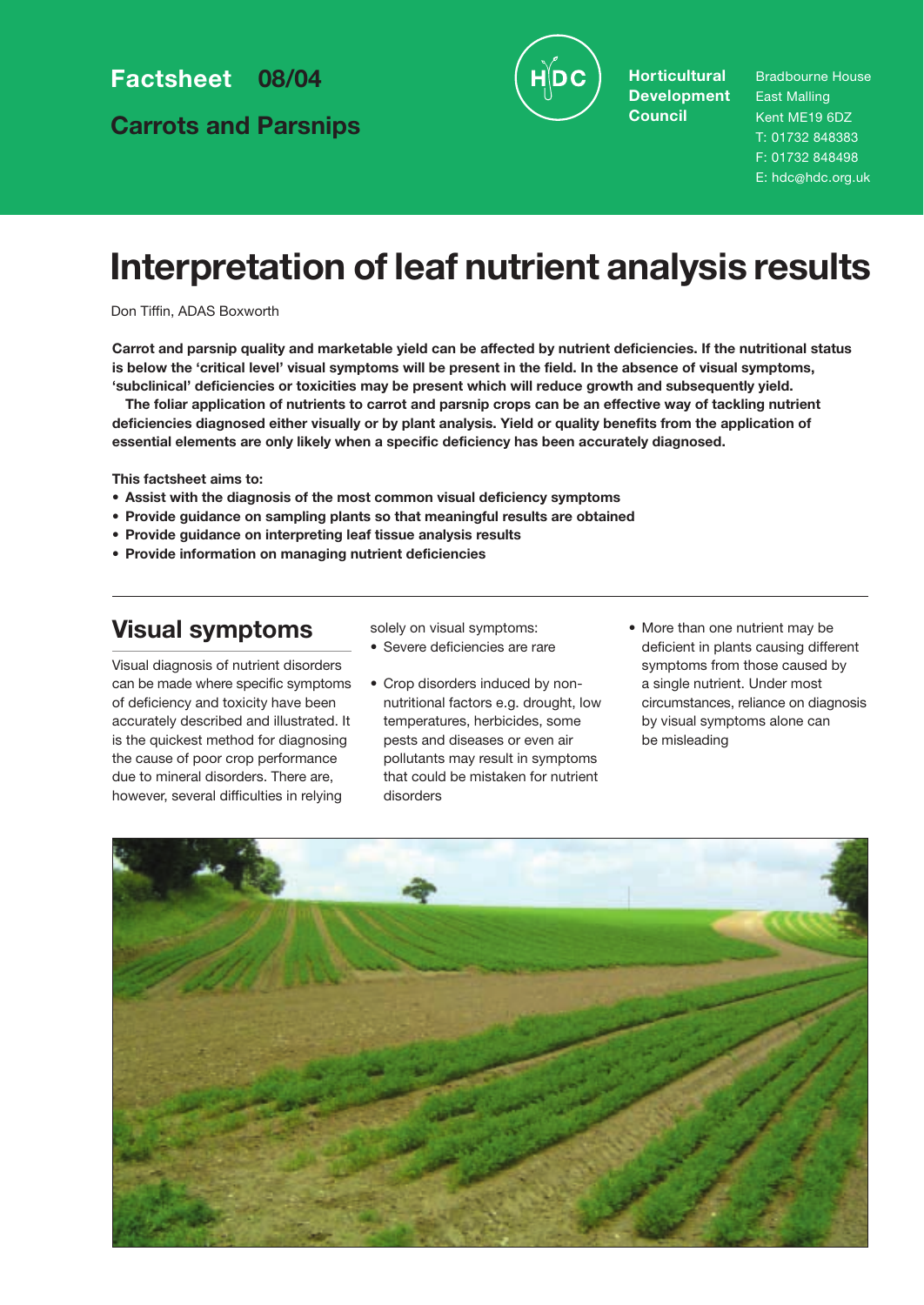Factsheet 08/04

Carrots and Parsnips

Horticultural Development Council

Bradbourne House
East Malling
Kent ME19 6DZ
T: 01732 848383
F: 01732 848498
E: hdc@hdc.org.uk

# Interpretation of leaf nutrient analysis results

Don Tiffin, ADAS Boxworth

**Carrot and parsnip quality and marketable yield can be affected by nutrient deficiencies. If the nutritional status is below the 'critical level' visual symptoms will be present in the field. In the absence of visual symptoms, 'subclinical' deficiencies or toxicities may be present which will reduce growth and subsequently yield.**

**The foliar application of nutrients to carrot and parsnip crops can be an effective way of tackling nutrient deficiencies diagnosed either visually or by plant analysis. Yield or quality benefits from the application of essential elements are only likely when a specific deficiency has been accurately diagnosed.**

**This factsheet aims to:**

- **Assist with the diagnosis of the most common visual deficiency symptoms**
- **Provide guidance on sampling plants so that meaningful results are obtained**
- **Provide guidance on interpreting leaf tissue analysis results**
- **Provide information on managing nutrient deficiencies**

## Visual symptoms

Visual diagnosis of nutrient disorders can be made where specific symptoms of deficiency and toxicity have been accurately described and illustrated. It is the quickest method for diagnosing the cause of poor crop performance due to mineral disorders. There are, however, several difficulties in relying solely on visual symptoms:

- Severe deficiencies are rare
- Crop disorders induced by non-nutritional factors e.g. drought, low temperatures, herbicides, some pests and diseases or even air pollutants may result in symptoms that could be mistaken for nutrient disorders
- More than one nutrient may be deficient in plants causing different symptoms from those caused by a single nutrient. Under most circumstances, reliance on diagnosis by visual symptoms alone can be misleading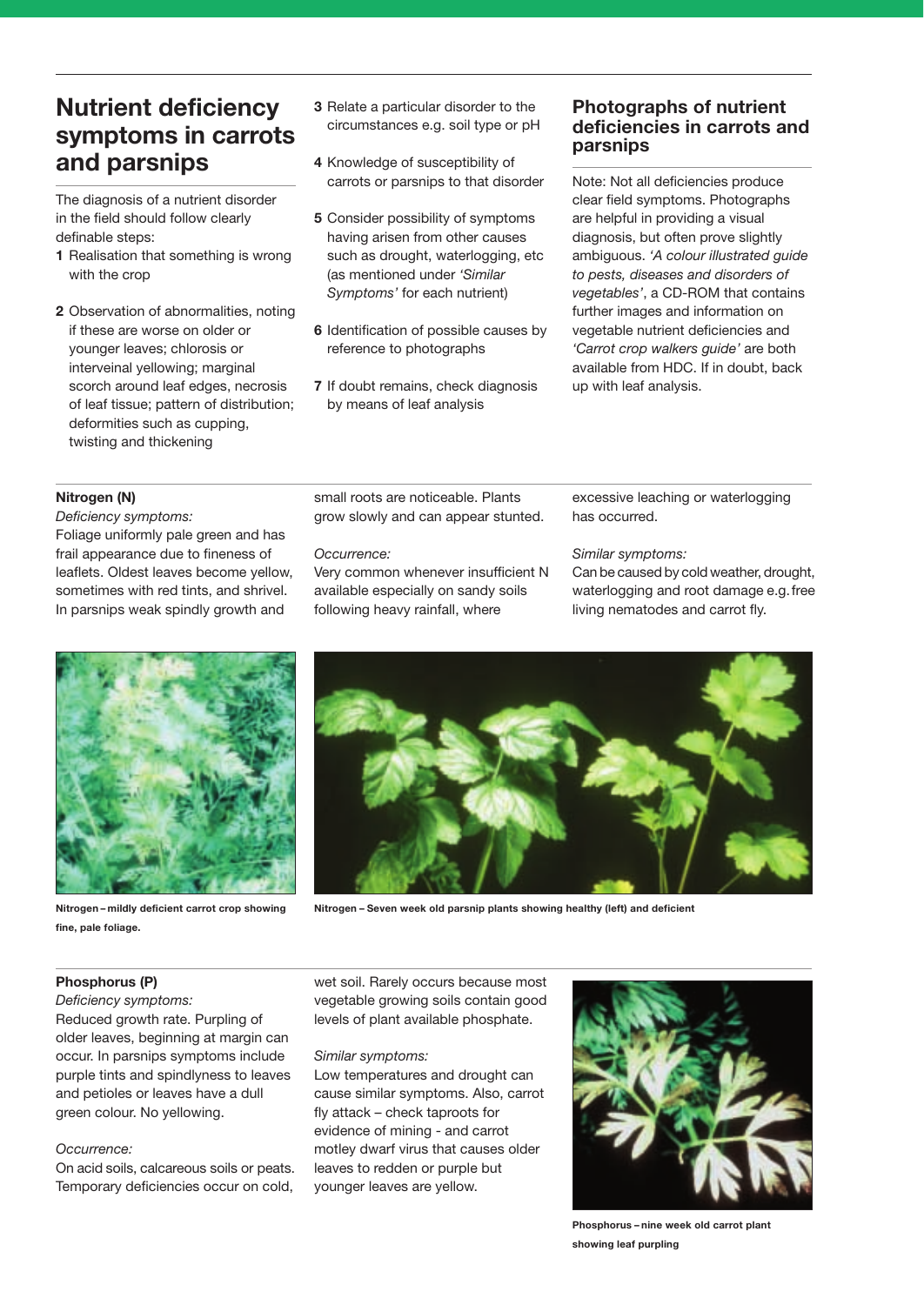## Nutrient deficiency symptoms in carrots and parsnips

The diagnosis of a nutrient disorder in the field should follow clearly definable steps:

1. Realisation that something is wrong with the crop
2. Observation of abnormalities, noting if these are worse on older or younger leaves; chlorosis or interveinal yellowing; marginal scorch around leaf edges, necrosis of leaf tissue; pattern of distribution; deformities such as cupping, twisting and thickening
3. Relate a particular disorder to the circumstances e.g. soil type or pH
4. Knowledge of susceptibility of carrots or parsnips to that disorder
5. Consider possibility of symptoms having arisen from other causes such as drought, waterlogging, etc (as mentioned under *'Similar Symptoms'* for each nutrient)
6. Identification of possible causes by reference to photographs
7. If doubt remains, check diagnosis by means of leaf analysis

## Photographs of nutrient deficiencies in carrots and parsnips

Note: Not all deficiencies produce clear field symptoms. Photographs are helpful in providing a visual diagnosis, but often prove slightly ambiguous. *'A colour illustrated guide to pests, diseases and disorders of vegetables'*, a CD-ROM that contains further images and information on vegetable nutrient deficiencies and *'Carrot crop walkers guide'* are both available from HDC. If in doubt, back up with leaf analysis.

### Nitrogen (N)

*Deficiency symptoms:*

Foliage uniformly pale green and has frail appearance due to fineness of leaflets. Oldest leaves become yellow, sometimes with red tints, and shrivel. In parsnips weak spindly growth and small roots are noticeable. Plants grow slowly and can appear stunted.

*Occurrence:*

Very common whenever insufficient N available especially on sandy soils following heavy rainfall, where excessive leaching or waterlogging has occurred.

*Similar symptoms:*

Can be caused by cold weather, drought, waterlogging and root damage e.g. free living nematodes and carrot fly.

**Nitrogen – mildly deficient carrot crop showing fine, pale foliage.**

**Nitrogen – Seven week old parsnip plants showing healthy (left) and deficient**

### Phosphorus (P)

*Deficiency symptoms:*

Reduced growth rate. Purpling of older leaves, beginning at margin can occur. In parsnips symptoms include purple tints and spindlyness to leaves and petioles or leaves have a dull green colour. No yellowing.

*Occurrence:*

On acid soils, calcareous soils or peats. Temporary deficiencies occur on cold, wet soil. Rarely occurs because most vegetable growing soils contain good levels of plant available phosphate.

*Similar symptoms:*

Low temperatures and drought can cause similar symptoms. Also, carrot fly attack – check taproots for evidence of mining - and carrot motley dwarf virus that causes older leaves to redden or purple but younger leaves are yellow.

**Phosphorus – nine week old carrot plant showing leaf purpling**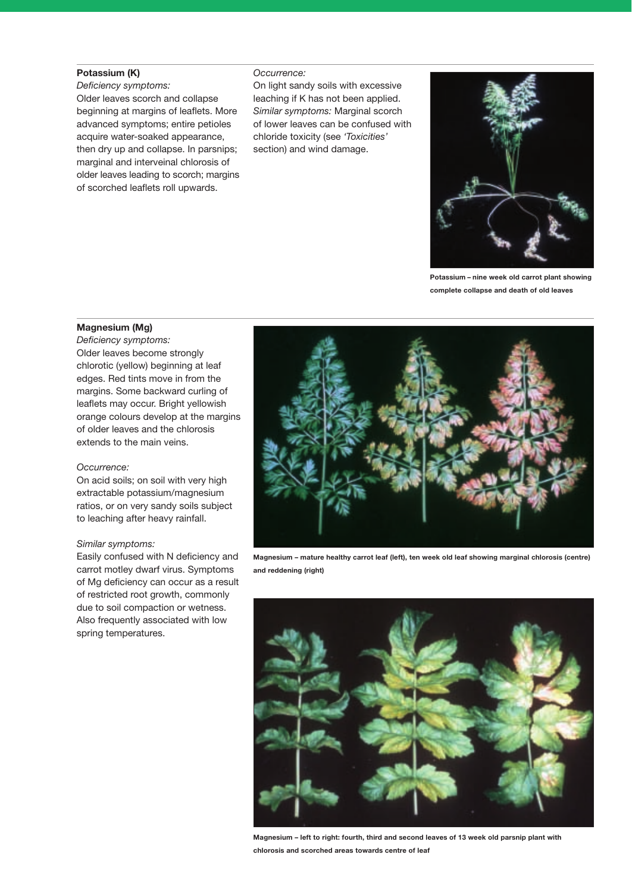### Potassium (K)

*Deficiency symptoms:*
Older leaves scorch and collapse beginning at margins of leaflets. More advanced symptoms; entire petioles acquire water-soaked appearance, then dry up and collapse. In parsnips; marginal and interveinal chlorosis of older leaves leading to scorch; margins of scorched leaflets roll upwards.

*Occurrence:*
On light sandy soils with excessive leaching if K has not been applied.
*Similar symptoms:* Marginal scorch of lower leaves can be confused with chloride toxicity (see *'Toxicities'* section) and wind damage.

**Potassium – nine week old carrot plant showing complete collapse and death of old leaves**

### Magnesium (Mg)

*Deficiency symptoms:*
Older leaves become strongly chlorotic (yellow) beginning at leaf edges. Red tints move in from the margins. Some backward curling of leaflets may occur. Bright yellowish orange colours develop at the margins of older leaves and the chlorosis extends to the main veins.

*Occurrence:*
On acid soils; on soil with very high extractable potassium/magnesium ratios, or on very sandy soils subject to leaching after heavy rainfall.

*Similar symptoms:*
Easily confused with N deficiency and carrot motley dwarf virus. Symptoms of Mg deficiency can occur as a result of restricted root growth, commonly due to soil compaction or wetness. Also frequently associated with low spring temperatures.

**Magnesium – mature healthy carrot leaf (left), ten week old leaf showing marginal chlorosis (centre) and reddening (right)**

**Magnesium – left to right: fourth, third and second leaves of 13 week old parsnip plant with chlorosis and scorched areas towards centre of leaf**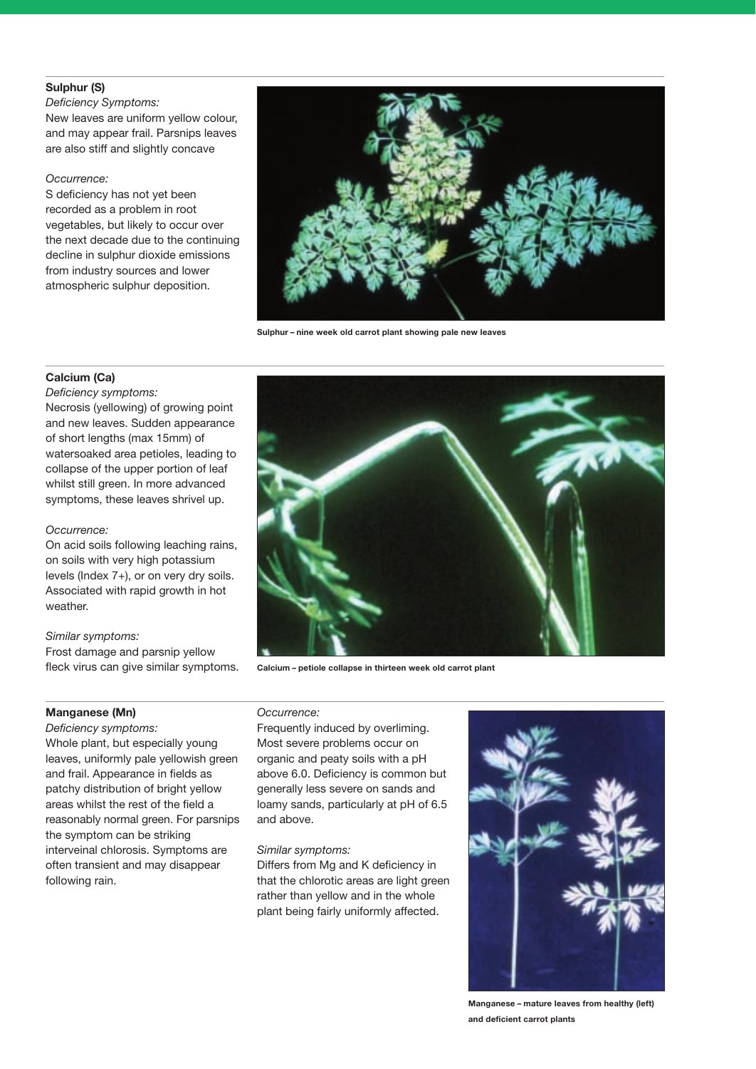### Sulphur (S)

*Deficiency Symptoms:*
New leaves are uniform yellow colour, and may appear frail. Parsnips leaves are also stiff and slightly concave

*Occurrence:*
S deficiency has not yet been recorded as a problem in root vegetables, but likely to occur over the next decade due to the continuing decline in sulphur dioxide emissions from industry sources and lower atmospheric sulphur deposition.

**Sulphur – nine week old carrot plant showing pale new leaves**

### Calcium (Ca)

*Deficiency symptoms:*
Necrosis (yellowing) of growing point and new leaves. Sudden appearance of short lengths (max 15mm) of watersoaked area petioles, leading to collapse of the upper portion of leaf whilst still green. In more advanced symptoms, these leaves shrivel up.

*Occurrence:*
On acid soils following leaching rains, on soils with very high potassium levels (Index 7+), or on very dry soils. Associated with rapid growth in hot weather.

*Similar symptoms:*
Frost damage and parsnip yellow fleck virus can give similar symptoms.

**Calcium – petiole collapse in thirteen week old carrot plant**

### Manganese (Mn)

*Deficiency symptoms:*
Whole plant, but especially young leaves, uniformly pale yellowish green and frail. Appearance in fields as patchy distribution of bright yellow areas whilst the rest of the field a reasonably normal green. For parsnips the symptom can be striking interveinal chlorosis. Symptoms are often transient and may disappear following rain.

*Occurrence:*
Frequently induced by overliming. Most severe problems occur on organic and peaty soils with a pH above 6.0. Deficiency is common but generally less severe on sands and loamy sands, particularly at pH of 6.5 and above.

*Similar symptoms:*
Differs from Mg and K deficiency in that the chlorotic areas are light green rather than yellow and in the whole plant being fairly uniformly affected.

**Manganese – mature leaves from healthy (left) and deficient carrot plants**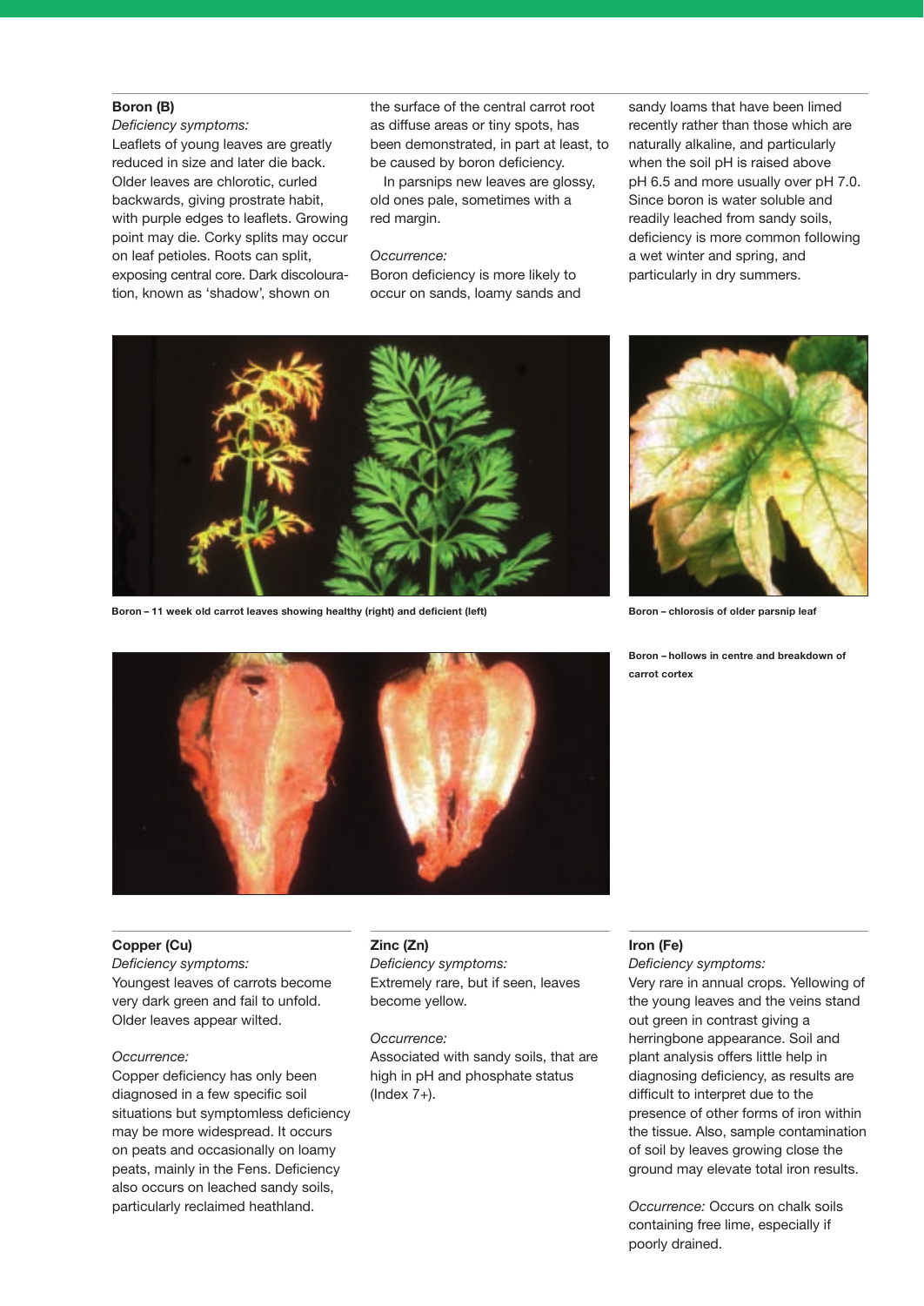## Boron (B)

*Deficiency symptoms:*

Leaflets of young leaves are greatly reduced in size and later die back. Older leaves are chlorotic, curled backwards, giving prostrate habit, with purple edges to leaflets. Growing point may die. Corky splits may occur on leaf petioles. Roots can split, exposing central core. Dark discolouration, known as 'shadow', shown on the surface of the central carrot root as diffuse areas or tiny spots, has been demonstrated, in part at least, to be caused by boron deficiency.

In parsnips new leaves are glossy, old ones pale, sometimes with a red margin.

*Occurrence:*

Boron deficiency is more likely to occur on sands, loamy sands and sandy loams that have been limed recently rather than those which are naturally alkaline, and particularly when the soil pH is raised above pH 6.5 and more usually over pH 7.0. Since boron is water soluble and readily leached from sandy soils, deficiency is more common following a wet winter and spring, and particularly in dry summers.

**Boron – 11 week old carrot leaves showing healthy (right) and deficient (left)**

**Boron – chlorosis of older parsnip leaf**

**Boron – hollows in centre and breakdown of carrot cortex**

## Copper (Cu)

*Deficiency symptoms:*

Youngest leaves of carrots become very dark green and fail to unfold. Older leaves appear wilted.

*Occurrence:*

Copper deficiency has only been diagnosed in a few specific soil situations but symptomless deficiency may be more widespread. It occurs on peats and occasionally on loamy peats, mainly in the Fens. Deficiency also occurs on leached sandy soils, particularly reclaimed heathland.

## Zinc (Zn)

*Deficiency symptoms:*

Extremely rare, but if seen, leaves become yellow.

*Occurrence:*

Associated with sandy soils, that are high in pH and phosphate status (Index 7+).

## Iron (Fe)

*Deficiency symptoms:*

Very rare in annual crops. Yellowing of the young leaves and the veins stand out green in contrast giving a herringbone appearance. Soil and plant analysis offers little help in diagnosing deficiency, as results are difficult to interpret due to the presence of other forms of iron within the tissue. Also, sample contamination of soil by leaves growing close the ground may elevate total iron results.

*Occurrence:* Occurs on chalk soils containing free lime, especially if poorly drained.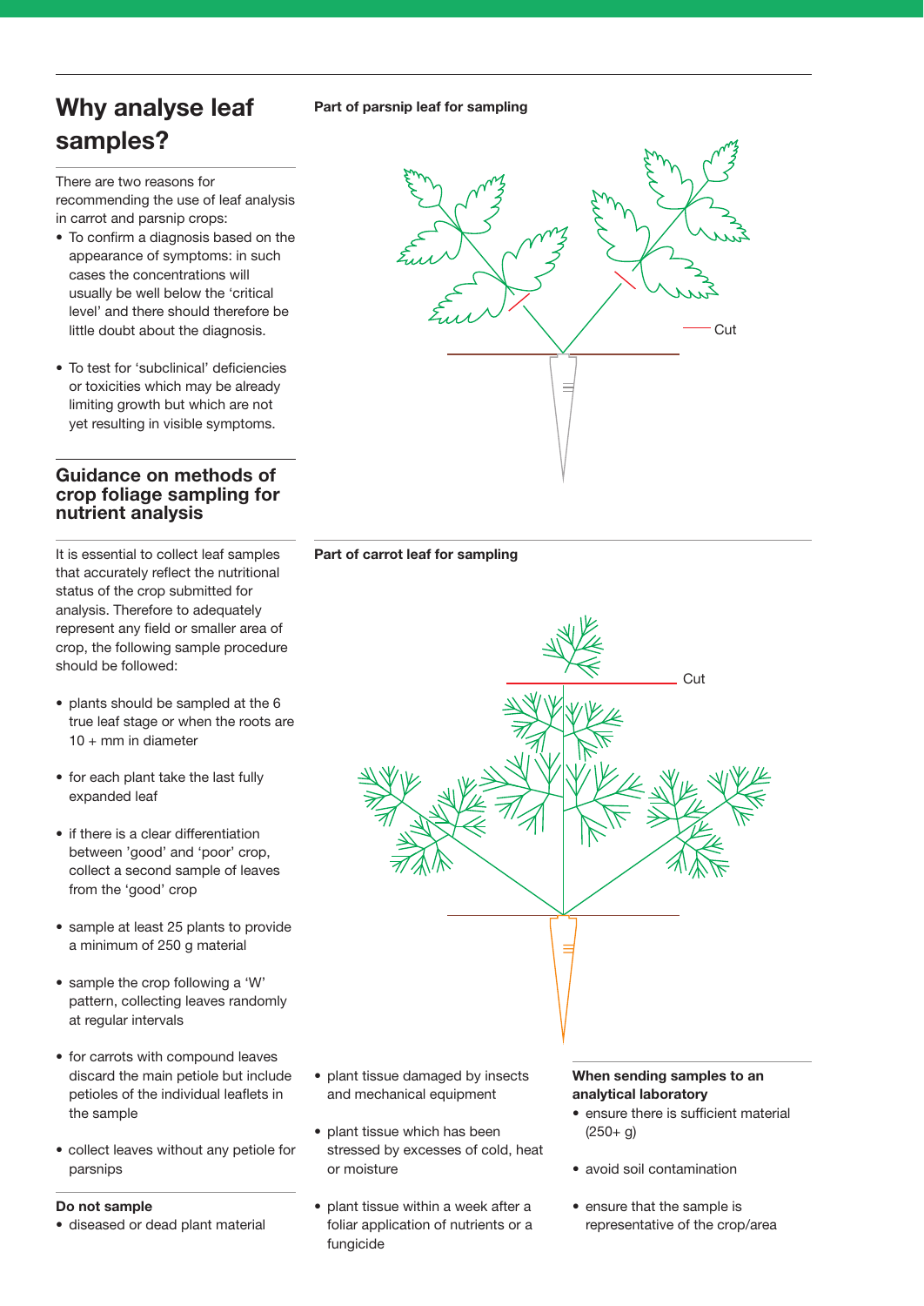# Why analyse leaf samples?

There are two reasons for recommending the use of leaf analysis in carrot and parsnip crops:

- To confirm a diagnosis based on the appearance of symptoms: in such cases the concentrations will usually be well below the 'critical level' and there should therefore be little doubt about the diagnosis.
- To test for 'subclinical' deficiencies or toxicities which may be already limiting growth but which are not yet resulting in visible symptoms.

## Guidance on methods of crop foliage sampling for nutrient analysis

It is essential to collect leaf samples that accurately reflect the nutritional status of the crop submitted for analysis. Therefore to adequately represent any field or smaller area of crop, the following sample procedure should be followed:

- plants should be sampled at the 6 true leaf stage or when the roots are 10 + mm in diameter
- for each plant take the last fully expanded leaf
- if there is a clear differentiation between 'good' and 'poor' crop, collect a second sample of leaves from the 'good' crop
- sample at least 25 plants to provide a minimum of 250 g material
- sample the crop following a 'W' pattern, collecting leaves randomly at regular intervals
- for carrots with compound leaves discard the main petiole but include petioles of the individual leaflets in the sample
- collect leaves without any petiole for parsnips

**Do not sample**

- diseased or dead plant material
- plant tissue damaged by insects and mechanical equipment
- plant tissue which has been stressed by excesses of cold, heat or moisture
- plant tissue within a week after a foliar application of nutrients or a fungicide

**Part of parsnip leaf for sampling**

Cut

**Part of carrot leaf for sampling**

Cut

**When sending samples to an analytical laboratory**

- ensure there is sufficient material (250+ g)
- avoid soil contamination
- ensure that the sample is representative of the crop/area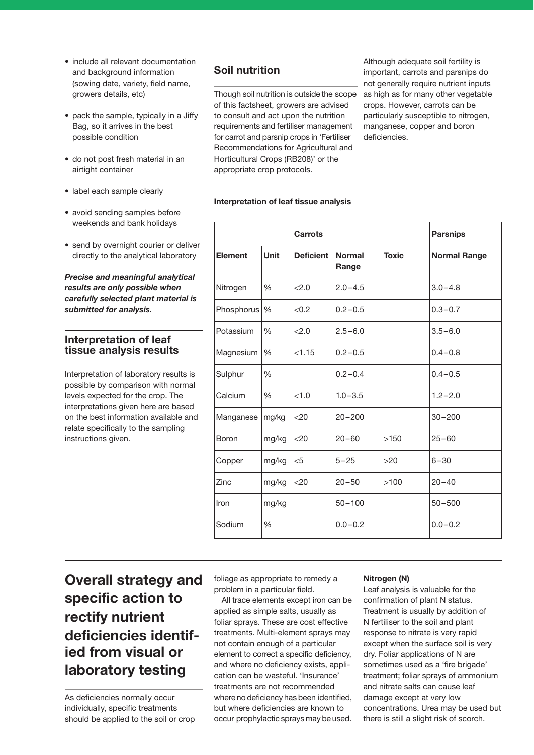- include all relevant documentation and background information (sowing date, variety, field name, growers details, etc)
- pack the sample, typically in a Jiffy Bag, so it arrives in the best possible condition
- do not post fresh material in an airtight container
- label each sample clearly
- avoid sending samples before weekends and bank holidays
- send by overnight courier or deliver directly to the analytical laboratory

***Precise and meaningful analytical results are only possible when carefully selected plant material is submitted for analysis.***

## Interpretation of leaf tissue analysis results

Interpretation of laboratory results is possible by comparison with normal levels expected for the crop. The interpretations given here are based on the best information available and relate specifically to the sampling instructions given.

## Soil nutrition

Though soil nutrition is outside the scope of this factsheet, growers are advised to consult and act upon the nutrition requirements and fertiliser management for carrot and parsnip crops in 'Fertiliser Recommendations for Agricultural and Horticultural Crops (RB208)' or the appropriate crop protocols.

Although adequate soil fertility is important, carrots and parsnips do not generally require nutrient inputs as high as for many other vegetable crops. However, carrots can be particularly susceptible to nitrogen, manganese, copper and boron deficiencies.

**Interpretation of leaf tissue analysis**

| | | Carrots | | | Parsnips |
|---|---|---|---|---|---|
| **Element** | **Unit** | **Deficient** | **Normal Range** | **Toxic** | **Normal Range** |
| Nitrogen | % | <2.0 | 2.0–4.5 | | 3.0–4.8 |
| Phosphorus | % | <0.2 | 0.2–0.5 | | 0.3–0.7 |
| Potassium | % | <2.0 | 2.5–6.0 | | 3.5–6.0 |
| Magnesium | % | <1.15 | 0.2–0.5 | | 0.4–0.8 |
| Sulphur | % | | 0.2–0.4 | | 0.4–0.5 |
| Calcium | % | <1.0 | 1.0–3.5 | | 1.2–2.0 |
| Manganese | mg/kg | <20 | 20–200 | | 30–200 |
| Boron | mg/kg | <20 | 20–60 | >150 | 25–60 |
| Copper | mg/kg | <5 | 5–25 | >20 | 6–30 |
| Zinc | mg/kg | <20 | 20–50 | >100 | 20–40 |
| Iron | mg/kg | | 50–100 | | 50–500 |
| Sodium | % | | 0.0–0.2 | | 0.0–0.2 |

# Overall strategy and specific action to rectify nutrient deficiencies identified from visual or laboratory testing

As deficiencies normally occur individually, specific treatments should be applied to the soil or crop foliage as appropriate to remedy a problem in a particular field.

All trace elements except iron can be applied as simple salts, usually as foliar sprays. These are cost effective treatments. Multi-element sprays may not contain enough of a particular element to correct a specific deficiency, and where no deficiency exists, application can be wasteful. 'Insurance' treatments are not recommended where no deficiency has been identified, but where deficiencies are known to occur prophylactic sprays may be used.

**Nitrogen (N)**

Leaf analysis is valuable for the confirmation of plant N status. Treatment is usually by addition of N fertiliser to the soil and plant response to nitrate is very rapid except when the surface soil is very dry. Foliar applications of N are sometimes used as a 'fire brigade' treatment; foliar sprays of ammonium and nitrate salts can cause leaf damage except at very low concentrations. Urea may be used but there is still a slight risk of scorch.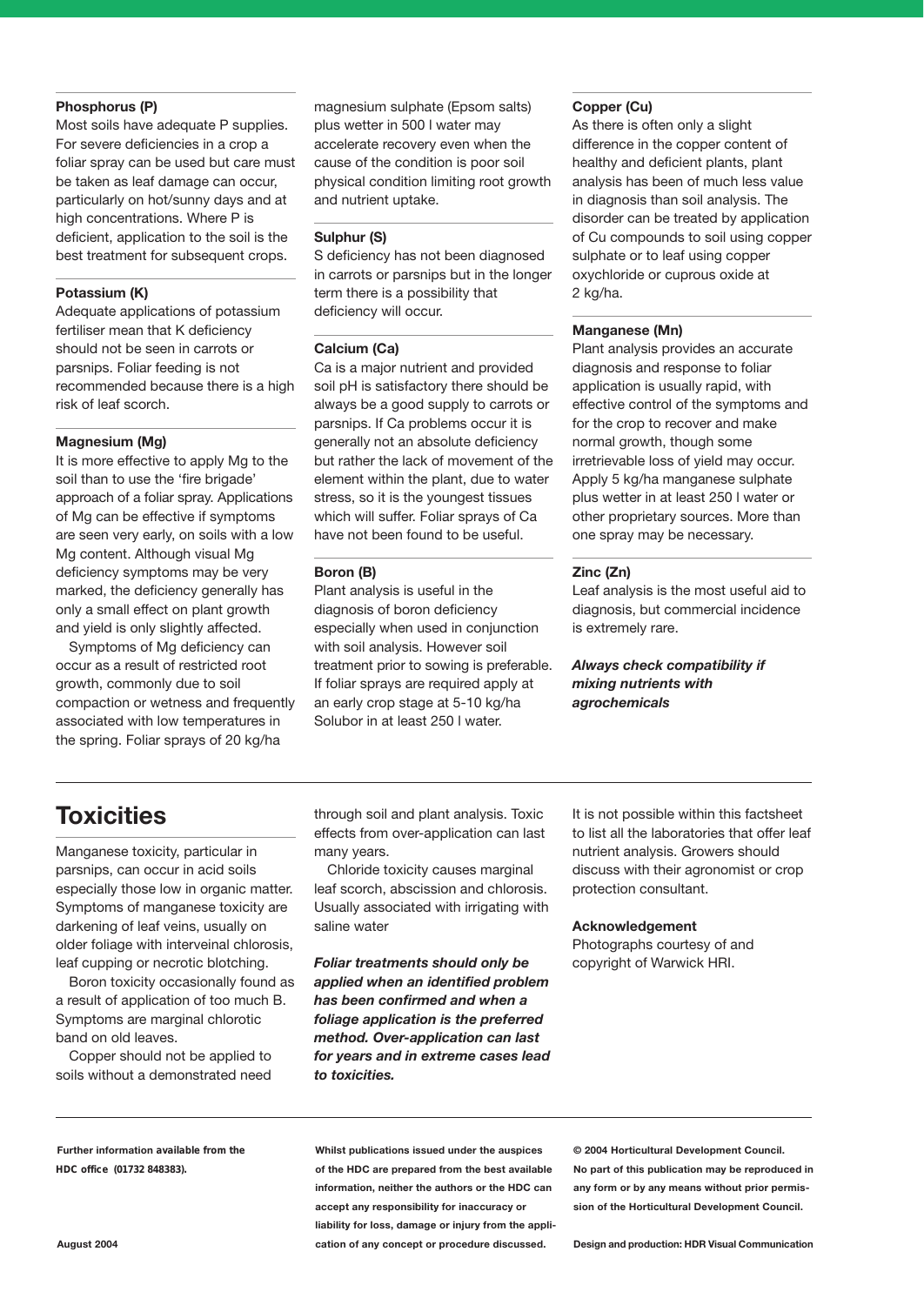### Phosphorus (P)

Most soils have adequate P supplies. For severe deficiencies in a crop a foliar spray can be used but care must be taken as leaf damage can occur, particularly on hot/sunny days and at high concentrations. Where P is deficient, application to the soil is the best treatment for subsequent crops.

### Potassium (K)

Adequate applications of potassium fertiliser mean that K deficiency should not be seen in carrots or parsnips. Foliar feeding is not recommended because there is a high risk of leaf scorch.

### Magnesium (Mg)

It is more effective to apply Mg to the soil than to use the 'fire brigade' approach of a foliar spray. Applications of Mg can be effective if symptoms are seen very early, on soils with a low Mg content. Although visual Mg deficiency symptoms may be very marked, the deficiency generally has only a small effect on plant growth and yield is only slightly affected.

Symptoms of Mg deficiency can occur as a result of restricted root growth, commonly due to soil compaction or wetness and frequently associated with low temperatures in the spring. Foliar sprays of 20 kg/ha magnesium sulphate (Epsom salts) plus wetter in 500 l water may accelerate recovery even when the cause of the condition is poor soil physical condition limiting root growth and nutrient uptake.

### Sulphur (S)

S deficiency has not been diagnosed in carrots or parsnips but in the longer term there is a possibility that deficiency will occur.

### Calcium (Ca)

Ca is a major nutrient and provided soil pH is satisfactory there should be always be a good supply to carrots or parsnips. If Ca problems occur it is generally not an absolute deficiency but rather the lack of movement of the element within the plant, due to water stress, so it is the youngest tissues which will suffer. Foliar sprays of Ca have not been found to be useful.

### Boron (B)

Plant analysis is useful in the diagnosis of boron deficiency especially when used in conjunction with soil analysis. However soil treatment prior to sowing is preferable. If foliar sprays are required apply at an early crop stage at 5-10 kg/ha Solubor in at least 250 l water.

### Copper (Cu)

As there is often only a slight difference in the copper content of healthy and deficient plants, plant analysis has been of much less value in diagnosis than soil analysis. The disorder can be treated by application of Cu compounds to soil using copper sulphate or to leaf using copper oxychloride or cuprous oxide at 2 kg/ha.

### Manganese (Mn)

Plant analysis provides an accurate diagnosis and response to foliar application is usually rapid, with effective control of the symptoms and for the crop to recover and make normal growth, though some irretrievable loss of yield may occur. Apply 5 kg/ha manganese sulphate plus wetter in at least 250 l water or other proprietary sources. More than one spray may be necessary.

### Zinc (Zn)

Leaf analysis is the most useful aid to diagnosis, but commercial incidence is extremely rare.

***Always check compatibility if mixing nutrients with agrochemicals***

## Toxicities

Manganese toxicity, particular in parsnips, can occur in acid soils especially those low in organic matter. Symptoms of manganese toxicity are darkening of leaf veins, usually on older foliage with interveinal chlorosis, leaf cupping or necrotic blotching.

Boron toxicity occasionally found as a result of application of too much B. Symptoms are marginal chlorotic band on old leaves.

Copper should not be applied to soils without a demonstrated need through soil and plant analysis. Toxic effects from over-application can last many years.

Chloride toxicity causes marginal leaf scorch, abscission and chlorosis. Usually associated with irrigating with saline water

***Foliar treatments should only be applied when an identified problem has been confirmed and when a foliage application is the preferred method. Over-application can last for years and in extreme cases lead to toxicities.***

It is not possible within this factsheet to list all the laboratories that offer leaf nutrient analysis. Growers should discuss with their agronomist or crop protection consultant.

### Acknowledgement

Photographs courtesy of and copyright of Warwick HRI.

**Further information available from the HDC office (01732 848383).**

**August 2004**

**Whilst publications issued under the auspices of the HDC are prepared from the best available information, neither the authors or the HDC can accept any responsibility for inaccuracy or liability for loss, damage or injury from the application of any concept or procedure discussed.**

**© 2004 Horticultural Development Council. No part of this publication may be reproduced in any form or by any means without prior permission of the Horticultural Development Council.**

**Design and production: HDR Visual Communication**